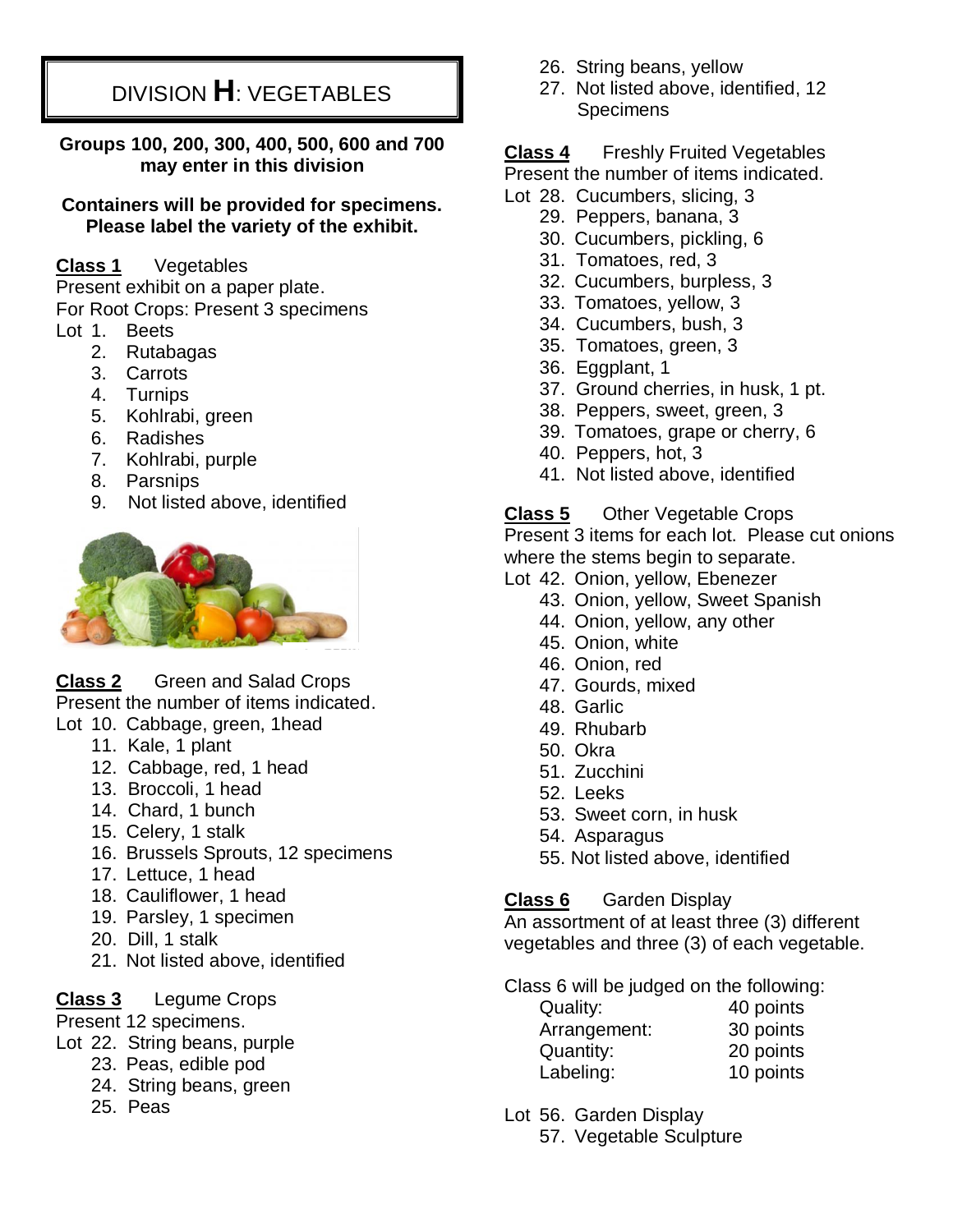# DIVISION H: VEGETABLES

**Groups 100, 200, 300, 400, 500, 600 and 700 may enter in this division**

**Containers will be provided for specimens. Please label the variety of the exhibit.**

**Class 1** Vegetables

Present exhibit on a paper plate.
For Root Crops: Present 3 specimens

Lot 1. Beets
2. Rutabagas
3. Carrots
4. Turnips
5. Kohlrabi, green
6. Radishes
7. Kohlrabi, purple
8. Parsnips
9. Not listed above, identified

**Class 2** Green and Salad Crops

Present the number of items indicated.

Lot 10. Cabbage, green, 1head
11. Kale, 1 plant
12. Cabbage, red, 1 head
13. Broccoli, 1 head
14. Chard, 1 bunch
15. Celery, 1 stalk
16. Brussels Sprouts, 12 specimens
17. Lettuce, 1 head
18. Cauliflower, 1 head
19. Parsley, 1 specimen
20. Dill, 1 stalk
21. Not listed above, identified

**Class 3** Legume Crops

Present 12 specimens.

Lot 22. String beans, purple
23. Peas, edible pod
24. String beans, green
25. Peas
26. String beans, yellow
27. Not listed above, identified, 12 Specimens

**Class 4** Freshly Fruited Vegetables

Present the number of items indicated.

Lot 28. Cucumbers, slicing, 3
29. Peppers, banana, 3
30. Cucumbers, pickling, 6
31. Tomatoes, red, 3
32. Cucumbers, burpless, 3
33. Tomatoes, yellow, 3
34. Cucumbers, bush, 3
35. Tomatoes, green, 3
36. Eggplant, 1
37. Ground cherries, in husk, 1 pt.
38. Peppers, sweet, green, 3
39. Tomatoes, grape or cherry, 6
40. Peppers, hot, 3
41. Not listed above, identified

**Class 5** Other Vegetable Crops

Present 3 items for each lot. Please cut onions where the stems begin to separate.

Lot 42. Onion, yellow, Ebenezer
43. Onion, yellow, Sweet Spanish
44. Onion, yellow, any other
45. Onion, white
46. Onion, red
47. Gourds, mixed
48. Garlic
49. Rhubarb
50. Okra
51. Zucchini
52. Leeks
53. Sweet corn, in husk
54. Asparagus
55. Not listed above, identified

**Class 6** Garden Display

An assortment of at least three (3) different vegetables and three (3) of each vegetable.

Class 6 will be judged on the following:

| | |
|---|---|
| Quality: | 40 points |
| Arrangement: | 30 points |
| Quantity: | 20 points |
| Labeling: | 10 points |

Lot 56. Garden Display
57. Vegetable Sculpture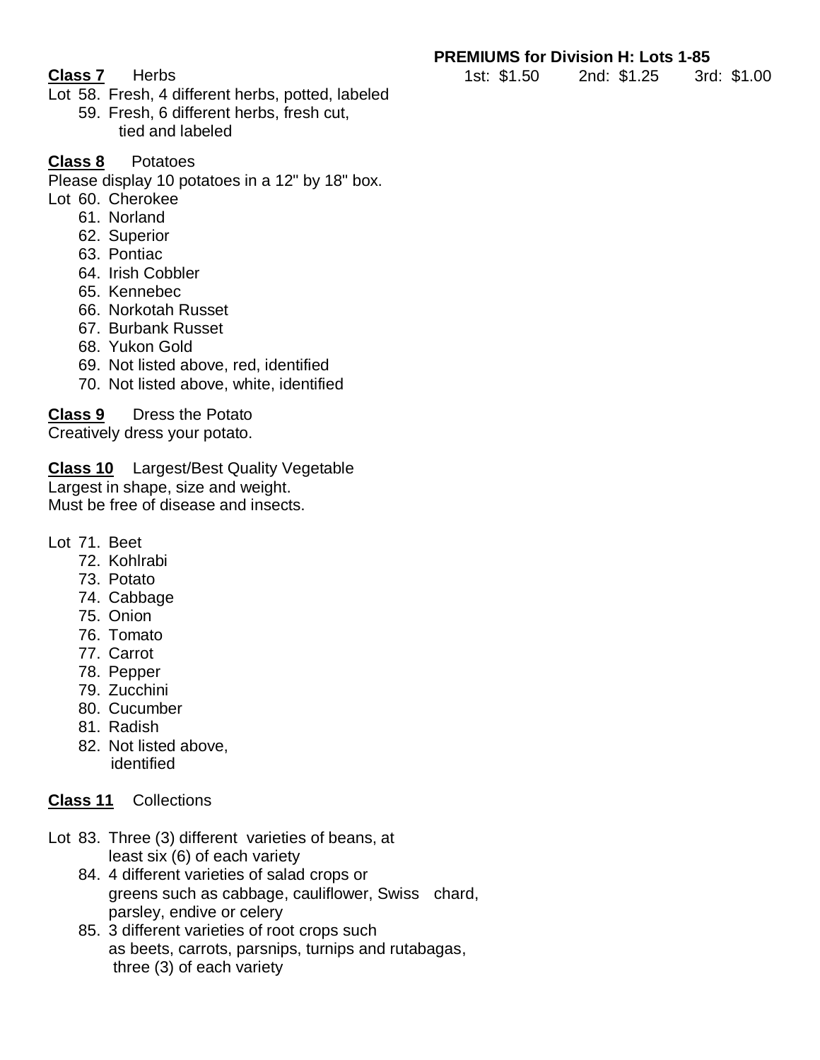**PREMIUMS for Division H: Lots 1-85**

1st: $1.50 2nd: $1.25 3rd: $1.00

**Class 7** Herbs

Lot 58. Fresh, 4 different herbs, potted, labeled
59. Fresh, 6 different herbs, fresh cut, tied and labeled

**Class 8** Potatoes

Please display 10 potatoes in a 12" by 18" box.

Lot 60. Cherokee
61. Norland
62. Superior
63. Pontiac
64. Irish Cobbler
65. Kennebec
66. Norkotah Russet
67. Burbank Russet
68. Yukon Gold
69. Not listed above, red, identified
70. Not listed above, white, identified

**Class 9** Dress the Potato

Creatively dress your potato.

**Class 10** Largest/Best Quality Vegetable

Largest in shape, size and weight.
Must be free of disease and insects.

Lot 71. Beet
72. Kohlrabi
73. Potato
74. Cabbage
75. Onion
76. Tomato
77. Carrot
78. Pepper
79. Zucchini
80. Cucumber
81. Radish
82. Not listed above, identified

**Class 11** Collections

Lot 83. Three (3) different varieties of beans, at least six (6) of each variety
84. 4 different varieties of salad crops or greens such as cabbage, cauliflower, Swiss chard, parsley, endive or celery
85. 3 different varieties of root crops such as beets, carrots, parsnips, turnips and rutabagas, three (3) of each variety